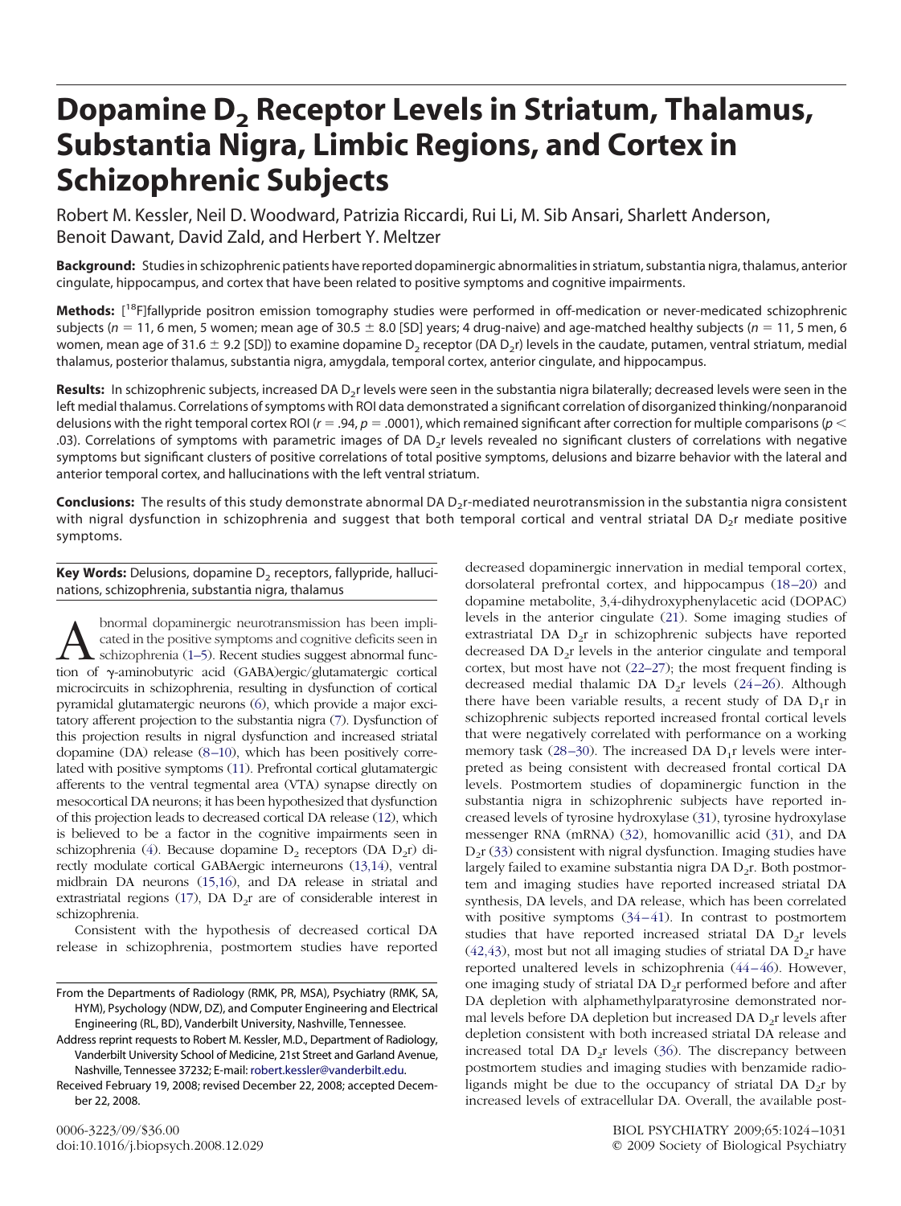# Dopamine $D_2$ Receptor Levels in Striatum, Thalamus, Substantia Nigra, Limbic Regions, and Cortex in Schizophrenic Subjects

Robert M. Kessler, Neil D. Woodward, Patrizia Riccardi, Rui Li, M. Sib Ansari, Sharlett Anderson, Benoit Dawant, David Zald, and Herbert Y. Meltzer

**Background:** Studies in schizophrenic patients have reported dopaminergic abnormalities in striatum, substantia nigra, thalamus, anterior cingulate, hippocampus, and cortex that have been related to positive symptoms and cognitive impairments.

**Methods:** [$^{18}$F]fallypride positron emission tomography studies were performed in off-medication or never-medicated schizophrenic subjects ($n = 11$, 6 men, 5 women; mean age of $30.5 \pm 8.0$ [SD] years; 4 drug-naive) and age-matched healthy subjects ($n = 11$, 5 men, 6 women, mean age of $31.6 \pm 9.2$ [SD]) to examine dopamine $D_2$ receptor (DA $D_2$r) levels in the caudate, putamen, ventral striatum, medial thalamus, posterior thalamus, substantia nigra, amygdala, temporal cortex, anterior cingulate, and hippocampus.

**Results:** In schizophrenic subjects, increased DA $D_2$r levels were seen in the substantia nigra bilaterally; decreased levels were seen in the left medial thalamus. Correlations of symptoms with ROI data demonstrated a significant correlation of disorganized thinking/nonparanoid delusions with the right temporal cortex ROI ($r = .94$, $p = .0001$), which remained significant after correction for multiple comparisons ($p < .03$). Correlations of symptoms with parametric images of DA $D_2$r levels revealed no significant clusters of correlations with negative symptoms but significant clusters of positive correlations of total positive symptoms, delusions and bizarre behavior with the lateral and anterior temporal cortex, and hallucinations with the left ventral striatum.

**Conclusions:** The results of this study demonstrate abnormal DA $D_2$r-mediated neurotransmission in the substantia nigra consistent with nigral dysfunction in schizophrenia and suggest that both temporal cortical and ventral striatal DA $D_2$r mediate positive symptoms.

**Key Words:** Delusions, dopamine $D_2$ receptors, fallypride, hallucinations, schizophrenia, substantia nigra, thalamus

Abnormal dopaminergic neurotransmission has been implicated in the positive symptoms and cognitive deficits seen in schizophrenia (1–5). Recent studies suggest abnormal function of γ-aminobutyric acid (GABA)ergic/glutamatergic cortical microcircuits in schizophrenia, resulting in dysfunction of cortical pyramidal glutamatergic neurons (6), which provide a major excitatory afferent projection to the substantia nigra (7). Dysfunction of this projection results in nigral dysfunction and increased striatal dopamine (DA) release (8–10), which has been positively correlated with positive symptoms (11). Prefrontal cortical glutamatergic afferents to the ventral tegmental area (VTA) synapse directly on mesocortical DA neurons; it has been hypothesized that dysfunction of this projection leads to decreased cortical DA release (12), which is believed to be a factor in the cognitive impairments seen in schizophrenia (4). Because dopamine $D_2$ receptors (DA $D_2$r) directly modulate cortical GABAergic interneurons (13,14), ventral midbrain DA neurons (15,16), and DA release in striatal and extrastriatal regions (17), DA $D_2$r are of considerable interest in schizophrenia.

Consistent with the hypothesis of decreased cortical DA release in schizophrenia, postmortem studies have reported decreased dopaminergic innervation in medial temporal cortex, dorsolateral prefrontal cortex, and hippocampus (18–20) and dopamine metabolite, 3,4-dihydroxyphenylacetic acid (DOPAC) levels in the anterior cingulate (21). Some imaging studies of extrastriatal DA $D_2$r in schizophrenic subjects have reported decreased DA $D_2$r levels in the anterior cingulate and temporal cortex, but most have not (22–27); the most frequent finding is decreased medial thalamic DA $D_2$r levels (24–26). Although there have been variable results, a recent study of DA $D_1$r in schizophrenic subjects reported increased frontal cortical levels that were negatively correlated with performance on a working memory task (28–30). The increased DA $D_1$r levels were interpreted as being consistent with decreased frontal cortical DA levels. Postmortem studies of dopaminergic function in the substantia nigra in schizophrenic subjects have reported increased levels of tyrosine hydroxylase (31), tyrosine hydroxylase messenger RNA (mRNA) (32), homovanillic acid (31), and DA $D_2$r (33) consistent with nigral dysfunction. Imaging studies have largely failed to examine substantia nigra DA $D_2$r. Both postmortem and imaging studies have reported increased striatal DA synthesis, DA levels, and DA release, which has been correlated with positive symptoms (34–41). In contrast to postmortem studies that have reported increased striatal DA $D_2$r levels (42,43), most but not all imaging studies of striatal DA $D_2$r have reported unaltered levels in schizophrenia (44–46). However, one imaging study of striatal DA $D_2$r performed before and after DA depletion with alphamethylparatyrosine demonstrated normal levels before DA depletion but increased DA $D_2$r levels after depletion consistent with both increased striatal DA release and increased total DA $D_2$r levels (36). The discrepancy between postmortem studies and imaging studies with benzamide radioligands might be due to the occupancy of striatal DA $D_2$r by increased levels of extracellular DA. Overall, the available post-

From the Departments of Radiology (RMK, PR, MSA), Psychiatry (RMK, SA, HYM), Psychology (NDW, DZ), and Computer Engineering and Electrical Engineering (RL, BD), Vanderbilt University, Nashville, Tennessee.

Address reprint requests to Robert M. Kessler, M.D., Department of Radiology, Vanderbilt University School of Medicine, 21st Street and Garland Avenue, Nashville, Tennessee 37232; E-mail: robert.kessler@vanderbilt.edu.

Received February 19, 2008; revised December 22, 2008; accepted December 22, 2008.

0006-3223/09/$36.00
doi:10.1016/j.biopsych.2008.12.029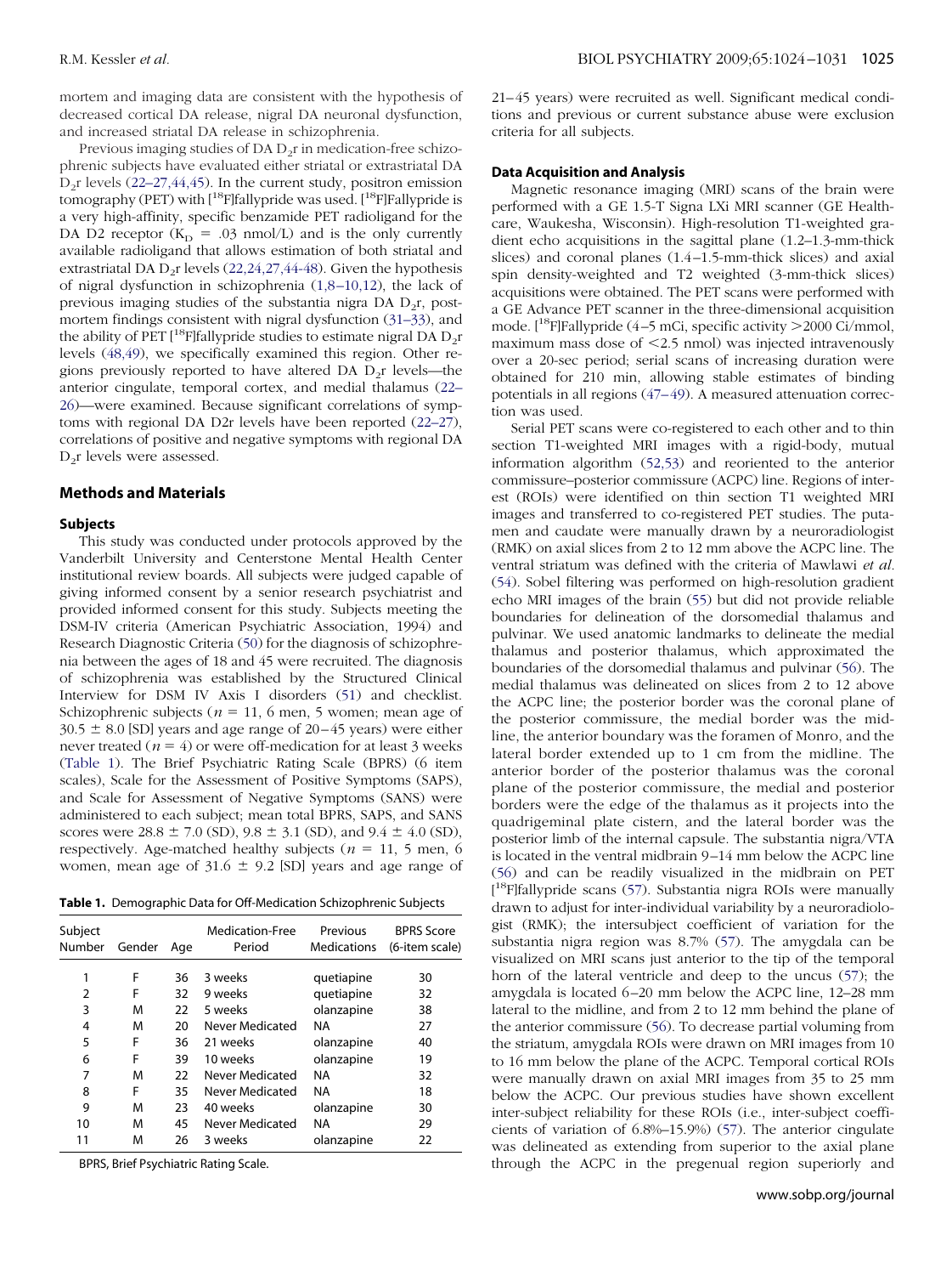mortem and imaging data are consistent with the hypothesis of decreased cortical DA release, nigral DA neuronal dysfunction, and increased striatal DA release in schizophrenia.

Previous imaging studies of DA $D_2$r in medication-free schizophrenic subjects have evaluated either striatal or extrastriatal DA $D_2$r levels (22–27,44,45). In the current study, positron emission tomography (PET) with [$^{18}$F]fallypride was used. [$^{18}$F]Fallypride is a very high-affinity, specific benzamide PET radioligand for the DA D2 receptor ($K_D$ = .03 nmol/L) and is the only currently available radioligand that allows estimation of both striatal and extrastriatal DA $D_2$r levels (22,24,27,44–48). Given the hypothesis of nigral dysfunction in schizophrenia (1,8–10,12), the lack of previous imaging studies of the substantia nigra DA $D_2$r, postmortem findings consistent with nigral dysfunction (31–33), and the ability of PET [$^{18}$F]fallypride studies to estimate nigral DA $D_2$r levels (48,49), we specifically examined this region. Other regions previously reported to have altered DA $D_2$r levels—the anterior cingulate, temporal cortex, and medial thalamus (22–26)—were examined. Because significant correlations of symptoms with regional DA D2r levels have been reported (22–27), correlations of positive and negative symptoms with regional DA $D_2$r levels were assessed.

## Methods and Materials

### Subjects

This study was conducted under protocols approved by the Vanderbilt University and Centerstone Mental Health Center institutional review boards. All subjects were judged capable of giving informed consent by a senior research psychiatrist and provided informed consent for this study. Subjects meeting the DSM-IV criteria (American Psychiatric Association, 1994) and Research Diagnostic Criteria (50) for the diagnosis of schizophrenia between the ages of 18 and 45 were recruited. The diagnosis of schizophrenia was established by the Structured Clinical Interview for DSM IV Axis I disorders (51) and checklist. Schizophrenic subjects ($n$ = 11, 6 men, 5 women; mean age of 30.5 ± 8.0 [SD] years and age range of 20–45 years) were either never treated ($n$ = 4) or were off-medication for at least 3 weeks (Table 1). The Brief Psychiatric Rating Scale (BPRS) (6 item scales), Scale for the Assessment of Positive Symptoms (SAPS), and Scale for Assessment of Negative Symptoms (SANS) were administered to each subject; mean total BPRS, SAPS, and SANS scores were 28.8 ± 7.0 (SD), 9.8 ± 3.1 (SD), and 9.4 ± 4.0 (SD), respectively. Age-matched healthy subjects ($n$ = 11, 5 men, 6 women, mean age of 31.6 ± 9.2 [SD] years and age range of 21–45 years) were recruited as well. Significant medical conditions and previous or current substance abuse were exclusion criteria for all subjects.

**Table 1.** Demographic Data for Off-Medication Schizophrenic Subjects

| Subject Number | Gender | Age | Medication-Free Period | Previous Medications | BPRS Score (6-item scale) |
|---|---|---|---|---|---|
| 1 | F | 36 | 3 weeks | quetiapine | 30 |
| 2 | F | 32 | 9 weeks | quetiapine | 32 |
| 3 | M | 22 | 5 weeks | olanzapine | 38 |
| 4 | M | 20 | Never Medicated | NA | 27 |
| 5 | F | 36 | 21 weeks | olanzapine | 40 |
| 6 | F | 39 | 10 weeks | olanzapine | 19 |
| 7 | M | 22 | Never Medicated | NA | 32 |
| 8 | F | 35 | Never Medicated | NA | 18 |
| 9 | M | 23 | 40 weeks | olanzapine | 30 |
| 10 | M | 45 | Never Medicated | NA | 29 |
| 11 | M | 26 | 3 weeks | olanzapine | 22 |

BPRS, Brief Psychiatric Rating Scale.

### Data Acquisition and Analysis

Magnetic resonance imaging (MRI) scans of the brain were performed with a GE 1.5-T Signa LXi MRI scanner (GE Healthcare, Waukesha, Wisconsin). High-resolution T1-weighted gradient echo acquisitions in the sagittal plane (1.2–1.3-mm-thick slices) and coronal planes (1.4–1.5-mm-thick slices) and axial spin density-weighted and T2 weighted (3-mm-thick slices) acquisitions were obtained. The PET scans were performed with a GE Advance PET scanner in the three-dimensional acquisition mode. [$^{18}$F]Fallypride (4–5 mCi, specific activity >2000 Ci/mmol, maximum mass dose of <2.5 nmol) was injected intravenously over a 20-sec period; serial scans of increasing duration were obtained for 210 min, allowing stable estimates of binding potentials in all regions (47–49). A measured attenuation correction was used.

Serial PET scans were co-registered to each other and to thin section T1-weighted MRI images with a rigid-body, mutual information algorithm (52,53) and reoriented to the anterior commissure–posterior commissure (ACPC) line. Regions of interest (ROIs) were identified on thin section T1 weighted MRI images and transferred to co-registered PET studies. The putamen and caudate were manually drawn by a neuroradiologist (RMK) on axial slices from 2 to 12 mm above the ACPC line. The ventral striatum was defined with the criteria of Mawlawi *et al.* (54). Sobel filtering was performed on high-resolution gradient echo MRI images of the brain (55) but did not provide reliable boundaries for delineation of the dorsomedial thalamus and pulvinar. We used anatomic landmarks to delineate the medial thalamus and posterior thalamus, which approximated the boundaries of the dorsomedial thalamus and pulvinar (56). The medial thalamus was delineated on slices from 2 to 12 above the ACPC line; the posterior border was the coronal plane of the posterior commissure, the medial border was the midline, the anterior boundary was the foramen of Monro, and the lateral border extended up to 1 cm from the midline. The anterior border of the posterior thalamus was the coronal plane of the posterior commissure, the medial and posterior borders were the edge of the thalamus as it projects into the quadrigeminal plate cistern, and the lateral border was the posterior limb of the internal capsule. The substantia nigra/VTA is located in the ventral midbrain 9–14 mm below the ACPC line (56) and can be readily visualized in the midbrain on PET [$^{18}$F]fallypride scans (57). Substantia nigra ROIs were manually drawn to adjust for inter-individual variability by a neuroradiologist (RMK); the intersubject coefficient of variation for the substantia nigra region was 8.7% (57). The amygdala can be visualized on MRI scans just anterior to the tip of the temporal horn of the lateral ventricle and deep to the uncus (57); the amygdala is located 6–20 mm below the ACPC line, 12–28 mm lateral to the midline, and from 2 to 12 mm behind the plane of the anterior commissure (56). To decrease partial voluming from the striatum, amygdala ROIs were drawn on MRI images from 10 to 16 mm below the plane of the ACPC. Temporal cortical ROIs were manually drawn on axial MRI images from 35 to 25 mm below the ACPC. Our previous studies have shown excellent inter-subject reliability for these ROIs (i.e., inter-subject coefficients of variation of 6.8%–15.9%) (57). The anterior cingulate was delineated as extending from superior to the axial plane through the ACPC in the pregenual region superiorly and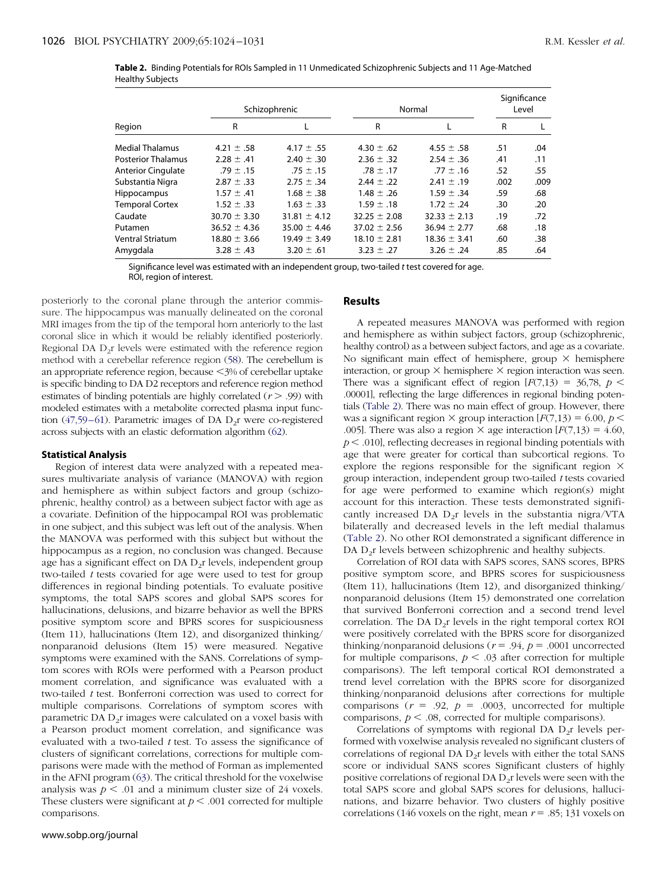**Table 2.** Binding Potentials for ROIs Sampled in 11 Unmedicated Schizophrenic Subjects and 11 Age-Matched Healthy Subjects

| Region | Schizophrenic | | Normal | | Significance Level | |
|---|---|---|---|---|---|---|
| | R | L | R | L | R | L |
| Medial Thalamus | 4.21 ± .58 | 4.17 ± .55 | 4.30 ± .62 | 4.55 ± .58 | .51 | .04 |
| Posterior Thalamus | 2.28 ± .41 | 2.40 ± .30 | 2.36 ± .32 | 2.54 ± .36 | .41 | .11 |
| Anterior Cingulate | .79 ± .15 | .75 ± .15 | .78 ± .17 | .77 ± .16 | .52 | .55 |
| Substantia Nigra | 2.87 ± .33 | 2.75 ± .34 | 2.44 ± .22 | 2.41 ± .19 | .002 | .009 |
| Hippocampus | 1.57 ± .41 | 1.68 ± .38 | 1.48 ± .26 | 1.59 ± .34 | .59 | .68 |
| Temporal Cortex | 1.52 ± .33 | 1.63 ± .33 | 1.59 ± .18 | 1.72 ± .24 | .30 | .20 |
| Caudate | 30.70 ± 3.30 | 31.81 ± 4.12 | 32.25 ± 2.08 | 32.33 ± 2.13 | .19 | .72 |
| Putamen | 36.52 ± 4.36 | 35.00 ± 4.46 | 37.02 ± 2.56 | 36.94 ± 2.77 | .68 | .18 |
| Ventral Striatum | 18.80 ± 3.66 | 19.49 ± 3.49 | 18.10 ± 2.81 | 18.36 ± 3.41 | .60 | .38 |
| Amygdala | 3.28 ± .43 | 3.20 ± .61 | 3.23 ± .27 | 3.26 ± .24 | .85 | .64 |

Significance level was estimated with an independent group, two-tailed *t* test covered for age.
ROI, region of interest.

posteriorly to the coronal plane through the anterior commissure. The hippocampus was manually delineated on the coronal MRI images from the tip of the temporal horn anteriorly to the last coronal slice in which it would be reliably identified posteriorly. Regional DA $D_2$r levels were estimated with the reference region method with a cerebellar reference region (58). The cerebellum is an appropriate reference region, because <3% of cerebellar uptake is specific binding to DA D2 receptors and reference region method estimates of binding potentials are highly correlated ($r > .99$) with modeled estimates with a metabolite corrected plasma input function (47,59–61). Parametric images of DA $D_2$r were co-registered across subjects with an elastic deformation algorithm (62).

### Statistical Analysis

Region of interest data were analyzed with a repeated measures multivariate analysis of variance (MANOVA) with region and hemisphere as within subject factors and group (schizophrenic, healthy control) as a between subject factor with age as a covariate. Definition of the hippocampal ROI was problematic in one subject, and this subject was left out of the analysis. When the MANOVA was performed with this subject but without the hippocampus as a region, no conclusion was changed. Because age has a significant effect on DA $D_2$r levels, independent group two-tailed *t* tests covaried for age were used to test for group differences in regional binding potentials. To evaluate positive symptoms, the total SAPS scores and global SAPS scores for hallucinations, delusions, and bizarre behavior as well the BPRS positive symptom score and BPRS scores for suspiciousness (Item 11), hallucinations (Item 12), and disorganized thinking/nonparanoid delusions (Item 15) were measured. Negative symptoms were examined with the SANS. Correlations of symptom scores with ROIs were performed with a Pearson product moment correlation, and significance was evaluated with a two-tailed *t* test. Bonferroni correction was used to correct for multiple comparisons. Correlations of symptom scores with parametric DA $D_2$r images were calculated on a voxel basis with a Pearson product moment correlation, and significance was evaluated with a two-tailed *t* test. To assess the significance of clusters of significant correlations, corrections for multiple comparisons were made with the method of Forman as implemented in the AFNI program (63). The critical threshold for the voxelwise analysis was $p < .01$ and a minimum cluster size of 24 voxels. These clusters were significant at $p < .001$ corrected for multiple comparisons.

## Results

A repeated measures MANOVA was performed with region and hemisphere as within subject factors, group (schizophrenic, healthy control) as a between subject factors, and age as a covariate. No significant main effect of hemisphere, group × hemisphere interaction, or group × hemisphere × region interaction was seen. There was a significant effect of region [$F(7,13) = 36{,}78$, $p < .00001$], reflecting the large differences in regional binding potentials (Table 2). There was no main effect of group. However, there was a significant region × group interaction [$F(7,13) = 6.00$, $p < .005$]. There was also a region × age interaction [$F(7,13) = 4.60$, $p < .010$], reflecting decreases in regional binding potentials with age that were greater for cortical than subcortical regions. To explore the regions responsible for the significant region × group interaction, independent group two-tailed *t* tests covaried for age were performed to examine which region(s) might account for this interaction. These tests demonstrated significantly increased DA $D_2$r levels in the substantia nigra/VTA bilaterally and decreased levels in the left medial thalamus (Table 2). No other ROI demonstrated a significant difference in DA $D_2$r levels between schizophrenic and healthy subjects.

Correlation of ROI data with SAPS scores, SANS scores, BPRS positive symptom score, and BPRS scores for suspiciousness (Item 11), hallucinations (Item 12), and disorganized thinking/nonparanoid delusions (Item 15) demonstrated one correlation that survived Bonferroni correction and a second trend level correlation. The DA $D_2$r levels in the right temporal cortex ROI were positively correlated with the BPRS score for disorganized thinking/nonparanoid delusions ($r = .94$, $p = .0001$ uncorrected for multiple comparisons, $p < .03$ after correction for multiple comparisons). The left temporal cortical ROI demonstrated a trend level correlation with the BPRS score for disorganized thinking/nonparanoid delusions after corrections for multiple comparisons ($r = .92$, $p = .0003$, uncorrected for multiple comparisons, $p < .08$, corrected for multiple comparisons).

Correlations of symptoms with regional DA $D_2$r levels performed with voxelwise analysis revealed no significant clusters of correlations of regional DA $D_2$r levels with either the total SANS score or individual SANS scores Significant clusters of highly positive correlations of regional DA $D_2$r levels were seen with the total SAPS score and global SAPS scores for delusions, hallucinations, and bizarre behavior. Two clusters of highly positive correlations (146 voxels on the right, mean $r = .85$; 131 voxels on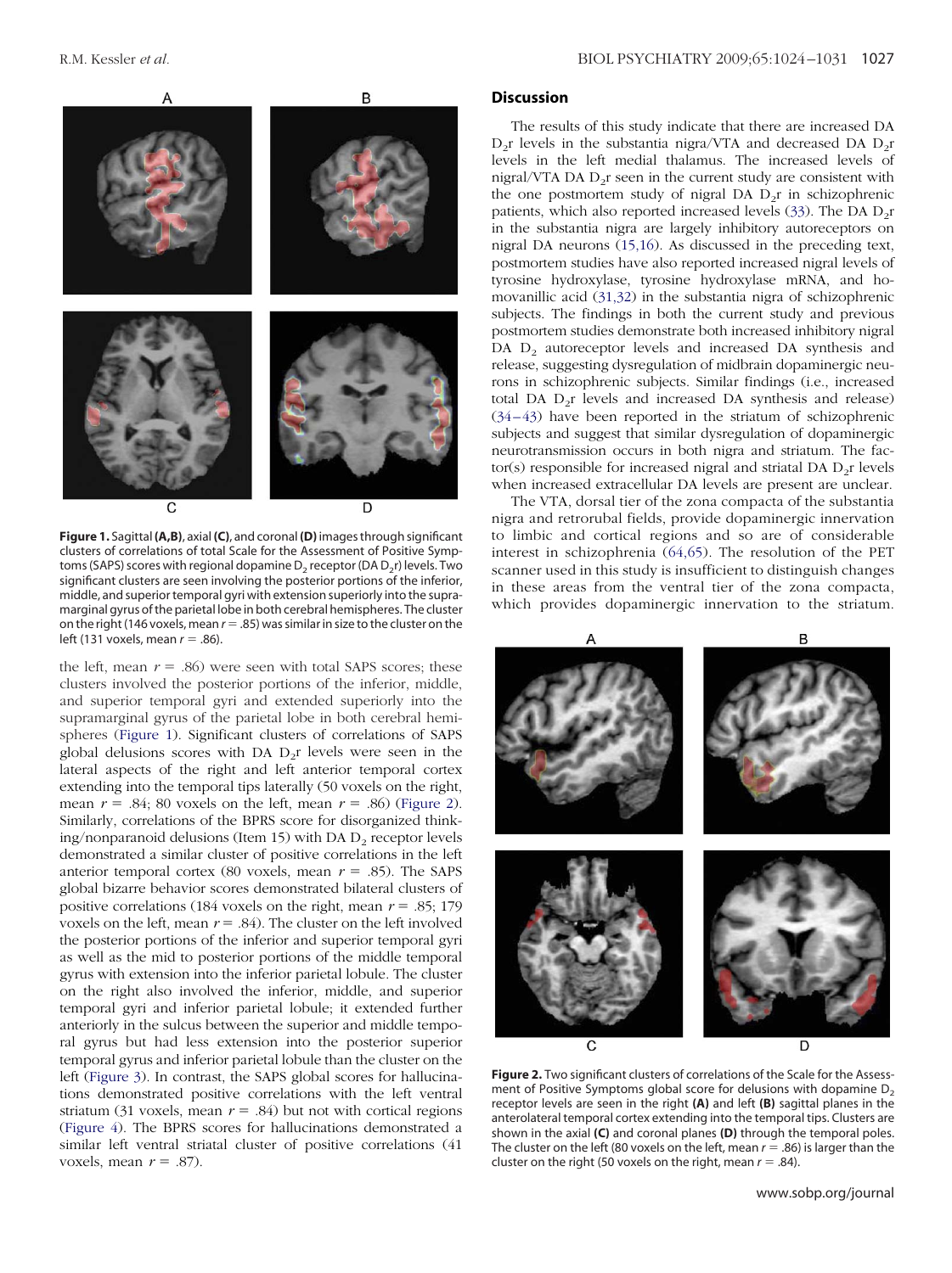**Figure 1.** Sagittal **(A,B)**, axial **(C)**, and coronal **(D)** images through significant clusters of correlations of total Scale for the Assessment of Positive Symptoms (SAPS) scores with regional dopamine $D_2$ receptor (DA $D_2$r) levels. Two significant clusters are seen involving the posterior portions of the inferior, middle, and superior temporal gyri with extension superiorly into the supramarginal gyrus of the parietal lobe in both cerebral hemispheres. The cluster on the right (146 voxels, mean $r = .85$) was similar in size to the cluster on the left (131 voxels, mean $r = .86$).

the left, mean $r = .86$) were seen with total SAPS scores; these clusters involved the posterior portions of the inferior, middle, and superior temporal gyri and extended superiorly into the supramarginal gyrus of the parietal lobe in both cerebral hemispheres (Figure 1). Significant clusters of correlations of SAPS global delusions scores with DA $D_2$r levels were seen in the lateral aspects of the right and left anterior temporal cortex extending into the temporal tips laterally (50 voxels on the right, mean $r = .84$; 80 voxels on the left, mean $r = .86$) (Figure 2). Similarly, correlations of the BPRS score for disorganized thinking/nonparanoid delusions (Item 15) with DA $D_2$ receptor levels demonstrated a similar cluster of positive correlations in the left anterior temporal cortex (80 voxels, mean $r = .85$). The SAPS global bizarre behavior scores demonstrated bilateral clusters of positive correlations (184 voxels on the right, mean $r = .85$; 179 voxels on the left, mean $r = .84$). The cluster on the left involved the posterior portions of the inferior and superior temporal gyri as well as the mid to posterior portions of the middle temporal gyrus with extension into the inferior parietal lobule. The cluster on the right also involved the inferior, middle, and superior temporal gyri and inferior parietal lobule; it extended further anteriorly in the sulcus between the superior and middle temporal gyrus but had less extension into the posterior superior temporal gyrus and inferior parietal lobule than the cluster on the left (Figure 3). In contrast, the SAPS global scores for hallucinations demonstrated positive correlations with the left ventral striatum (31 voxels, mean $r = .84$) but not with cortical regions (Figure 4). The BPRS scores for hallucinations demonstrated a similar left ventral striatal cluster of positive correlations (41 voxels, mean $r = .87$).

## Discussion

The results of this study indicate that there are increased DA $D_2$r levels in the substantia nigra/VTA and decreased DA $D_2$r levels in the left medial thalamus. The increased levels of nigral/VTA DA $D_2$r seen in the current study are consistent with the one postmortem study of nigral DA $D_2$r in schizophrenic patients, which also reported increased levels (33). The DA $D_2$r in the substantia nigra are largely inhibitory autoreceptors on nigral DA neurons (15,16). As discussed in the preceding text, postmortem studies have also reported increased nigral levels of tyrosine hydroxylase, tyrosine hydroxylase mRNA, and homovanillic acid (31,32) in the substantia nigra of schizophrenic subjects. The findings in both the current study and previous postmortem studies demonstrate both increased inhibitory nigral DA $D_2$ autoreceptor levels and increased DA synthesis and release, suggesting dysregulation of midbrain dopaminergic neurons in schizophrenic subjects. Similar findings (i.e., increased total DA $D_2$r levels and increased DA synthesis and release) (34–43) have been reported in the striatum of schizophrenic subjects and suggest that similar dysregulation of dopaminergic neurotransmission occurs in both nigra and striatum. The factor(s) responsible for increased nigral and striatal DA $D_2$r levels when increased extracellular DA levels are present are unclear.

The VTA, dorsal tier of the zona compacta of the substantia nigra and retrorubal fields, provide dopaminergic innervation to limbic and cortical regions and so are of considerable interest in schizophrenia (64,65). The resolution of the PET scanner used in this study is insufficient to distinguish changes in these areas from the ventral tier of the zona compacta, which provides dopaminergic innervation to the striatum.

**Figure 2.** Two significant clusters of correlations of the Scale for the Assessment of Positive Symptoms global score for delusions with dopamine $D_2$ receptor levels are seen in the right **(A)** and left **(B)** sagittal planes in the anterolateral temporal cortex extending into the temporal tips. Clusters are shown in the axial **(C)** and coronal planes **(D)** through the temporal poles. The cluster on the left (80 voxels on the left, mean $r = .86$) is larger than the cluster on the right (50 voxels on the right, mean $r = .84$).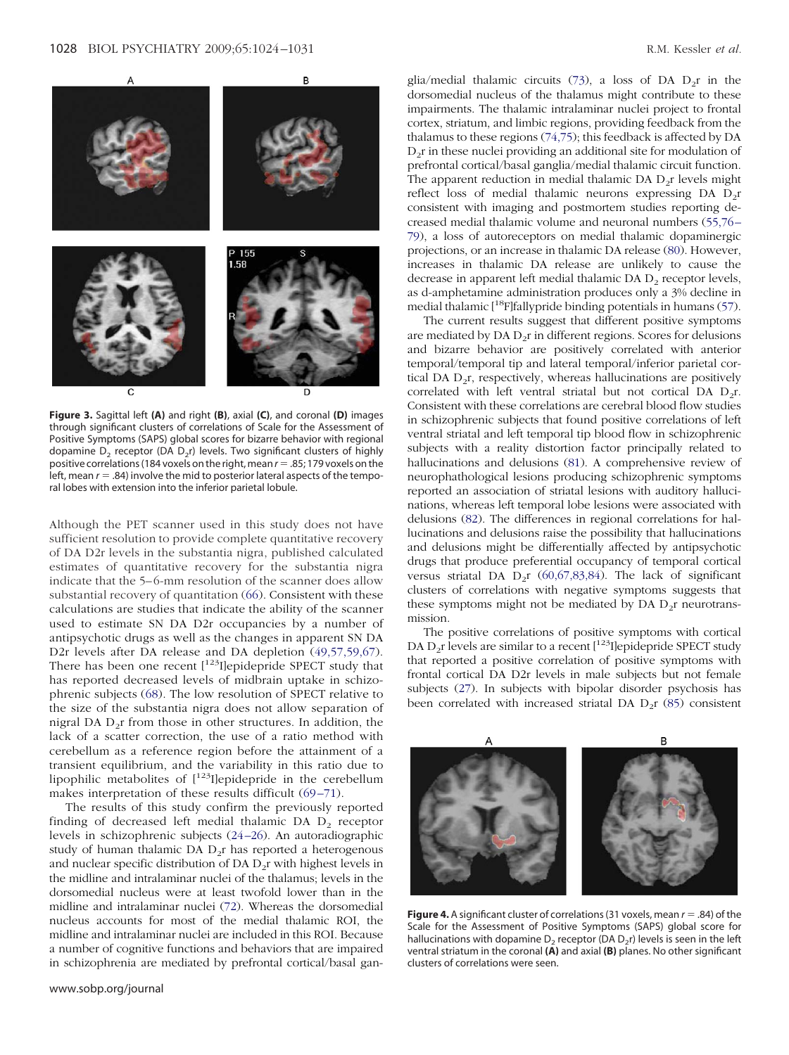**Figure 3.** Sagittal left **(A)** and right **(B)**, axial **(C)**, and coronal **(D)** images through significant clusters of correlations of Scale for the Assessment of Positive Symptoms (SAPS) global scores for bizarre behavior with regional dopamine $D_2$ receptor (DA $D_2$r) levels. Two significant clusters of highly positive correlations (184 voxels on the right, mean $r = .85$; 179 voxels on the left, mean $r = .84$) involve the mid to posterior lateral aspects of the temporal lobes with extension into the inferior parietal lobule.

Although the PET scanner used in this study does not have sufficient resolution to provide complete quantitative recovery of DA D2r levels in the substantia nigra, published calculated estimates of quantitative recovery for the substantia nigra indicate that the 5–6-mm resolution of the scanner does allow substantial recovery of quantitation (66). Consistent with these calculations are studies that indicate the ability of the scanner used to estimate SN DA D2r occupancies by a number of antipsychotic drugs as well as the changes in apparent SN DA D2r levels after DA release and DA depletion (49,57,59,67). There has been one recent [$^{123}$I]epidepride SPECT study that has reported decreased levels of midbrain uptake in schizophrenic subjects (68). The low resolution of SPECT relative to the size of the substantia nigra does not allow separation of nigral DA $D_2$r from those in other structures. In addition, the lack of a scatter correction, the use of a ratio method with cerebellum as a reference region before the attainment of a transient equilibrium, and the variability in this ratio due to lipophilic metabolites of [$^{123}$I]epidepride in the cerebellum makes interpretation of these results difficult (69–71).

The results of this study confirm the previously reported finding of decreased left medial thalamic DA $D_2$ receptor levels in schizophrenic subjects (24–26). An autoradiographic study of human thalamic DA $D_2$r has reported a heterogenous and nuclear specific distribution of DA $D_2$r with highest levels in the midline and intralaminar nuclei of the thalamus; levels in the dorsomedial nucleus were at least twofold lower than in the midline and intralaminar nuclei (72). Whereas the dorsomedial nucleus accounts for most of the medial thalamic ROI, the midline and intralaminar nuclei are included in this ROI. Because a number of cognitive functions and behaviors that are impaired in schizophrenia are mediated by prefrontal cortical/basal ganglia/medial thalamic circuits (73), a loss of DA $D_2$r in the dorsomedial nucleus of the thalamus might contribute to these impairments. The thalamic intralaminar nuclei project to frontal cortex, striatum, and limbic regions, providing feedback from the thalamus to these regions (74,75); this feedback is affected by DA $D_2$r in these nuclei providing an additional site for modulation of prefrontal cortical/basal ganglia/medial thalamic circuit function. The apparent reduction in medial thalamic DA $D_2$r levels might reflect loss of medial thalamic neurons expressing DA $D_2$r consistent with imaging and postmortem studies reporting decreased medial thalamic volume and neuronal numbers (55,76–79), a loss of autoreceptors on medial thalamic dopaminergic projections, or an increase in thalamic DA release (80). However, increases in thalamic DA release are unlikely to cause the decrease in apparent left medial thalamic DA $D_2$ receptor levels, as d-amphetamine administration produces only a 3% decline in medial thalamic [$^{18}$F]fallypride binding potentials in humans (57).

The current results suggest that different positive symptoms are mediated by DA $D_2$r in different regions. Scores for delusions and bizarre behavior are positively correlated with anterior temporal/temporal tip and lateral temporal/inferior parietal cortical DA $D_2$r, respectively, whereas hallucinations are positively correlated with left ventral striatal but not cortical DA $D_2$r. Consistent with these correlations are cerebral blood flow studies in schizophrenic subjects that found positive correlations of left ventral striatal and left temporal tip blood flow in schizophrenic subjects with a reality distortion factor principally related to hallucinations and delusions (81). A comprehensive review of neuropathological lesions producing schizophrenic symptoms reported an association of striatal lesions with auditory hallucinations, whereas left temporal lobe lesions were associated with delusions (82). The differences in regional correlations for hallucinations and delusions raise the possibility that hallucinations and delusions might be differentially affected by antipsychotic drugs that produce preferential occupancy of temporal cortical versus striatal DA $D_2$r (60,67,83,84). The lack of significant clusters of correlations with negative symptoms suggests that these symptoms might not be mediated by DA $D_2$r neurotransmission.

The positive correlations of positive symptoms with cortical DA $D_2$r levels are similar to a recent [$^{123}$I]epidepride SPECT study that reported a positive correlation of positive symptoms with frontal cortical DA D2r levels in male subjects but not female subjects (27). In subjects with bipolar disorder psychosis has been correlated with increased striatal DA $D_2$r (85) consistent

**Figure 4.** A significant cluster of correlations (31 voxels, mean $r = .84$) of the Scale for the Assessment of Positive Symptoms (SAPS) global score for hallucinations with dopamine $D_2$ receptor (DA $D_2$r) levels is seen in the left ventral striatum in the coronal **(A)** and axial **(B)** planes. No other significant clusters of correlations were seen.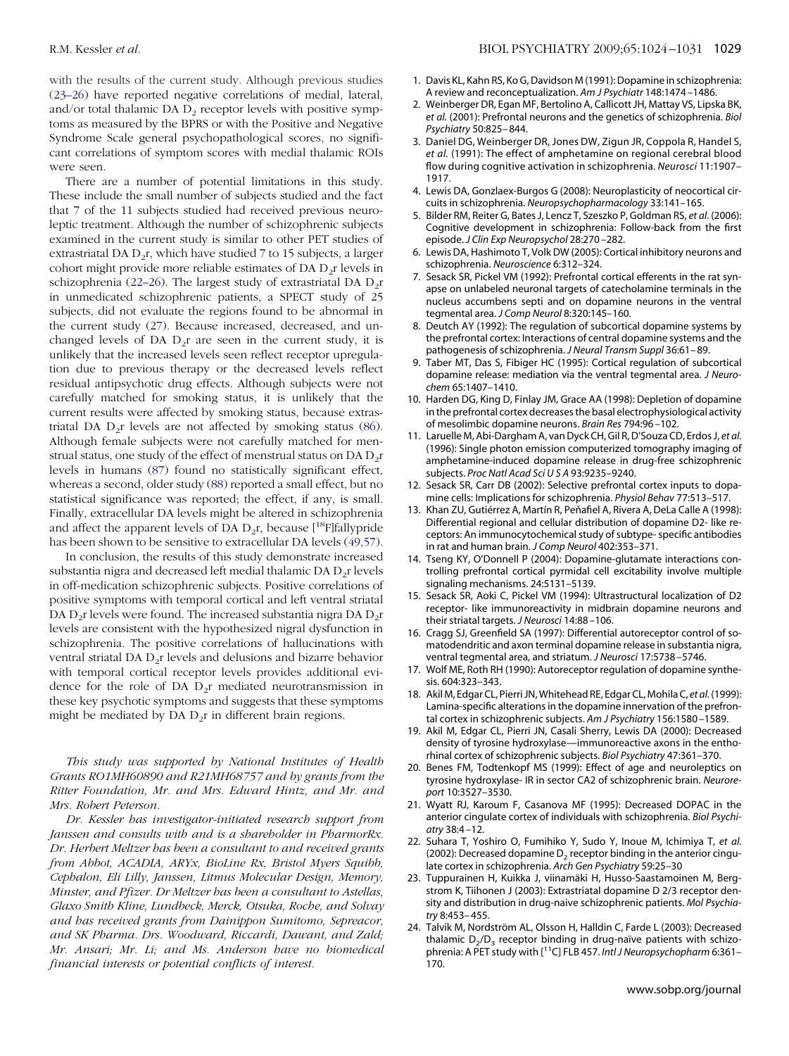with the results of the current study. Although previous studies (23–26) have reported negative correlations of medial, lateral, and/or total thalamic DA $D_2$ receptor levels with positive symptoms as measured by the BPRS or with the Positive and Negative Syndrome Scale general psychopathological scores, no significant correlations of symptom scores with medial thalamic ROIs were seen.

There are a number of potential limitations in this study. These include the small number of subjects studied and the fact that 7 of the 11 subjects studied had received previous neuroleptic treatment. Although the number of schizophrenic subjects examined in the current study is similar to other PET studies of extrastriatal DA $D_2$r, which have studied 7 to 15 subjects, a larger cohort might provide more reliable estimates of DA $D_2$r levels in schizophrenia (22–26). The largest study of extrastriatal DA $D_2$r in unmedicated schizophrenic patients, a SPECT study of 25 subjects, did not evaluate the regions found to be abnormal in the current study (27). Because increased, decreased, and unchanged levels of DA $D_2$r are seen in the current study, it is unlikely that the increased levels seen reflect receptor upregulation due to previous therapy or the decreased levels reflect residual antipsychotic drug effects. Although subjects were not carefully matched for smoking status, it is unlikely that the current results were affected by smoking status, because extrastriatal DA $D_2$r levels are not affected by smoking status (86). Although female subjects were not carefully matched for menstrual status, one study of the effect of menstrual status on DA $D_2$r levels in humans (87) found no statistically significant effect, whereas a second, older study (88) reported a small effect, but no statistical significance was reported; the effect, if any, is small. Finally, extracellular DA levels might be altered in schizophrenia and affect the apparent levels of DA $D_2$r, because [$^{18}$F]fallypride has been shown to be sensitive to extracellular DA levels (49,57).

In conclusion, the results of this study demonstrate increased substantia nigra and decreased left medial thalamic DA $D_2$r levels in off-medication schizophrenic subjects. Positive correlations of positive symptoms with temporal cortical and left ventral striatal DA $D_2$r levels were found. The increased substantia nigra DA $D_2$r levels are consistent with the hypothesized nigral dysfunction in schizophrenia. The positive correlations of hallucinations with ventral striatal DA $D_2$r levels and delusions and bizarre behavior with temporal cortical receptor levels provides additional evidence for the role of DA $D_2$r mediated neurotransmission in these key psychotic symptoms and suggests that these symptoms might be mediated by DA $D_2$r in different brain regions.

*This study was supported by National Institutes of Health Grants RO1MH60890 and R21MH68757 and by grants from the Ritter Foundation, Mr. and Mrs. Edward Hintz, and Mr. and Mrs. Robert Peterson.*

*Dr. Kessler has investigator-initiated research support from Janssen and consults with and is a shareholder in PharmorRx. Dr. Herbert Meltzer has been a consultant to and received grants from Abbot, ACADIA, ARYx, BioLine Rx, Bristol Myers Squibb, Cephalon, Eli Lilly, Janssen, Litmus Molecular Design, Memory, Minster, and Pfizer. Dr Meltzer has been a consultant to Astellas, Glaxo Smith Kline, Lundbeck, Merck, Otsuka, Roche, and Solvay and has received grants from Dainippon Sumitomo, Sepreacor, and SK Pharma. Drs. Woodward, Riccardi, Dawant, and Zald; Mr. Ansari; Mr. Li; and Ms. Anderson have no biomedical financial interests or potential conflicts of interest.*

1. Davis KL, Kahn RS, Ko G, Davidson M (1991): Dopamine in schizophrenia: A review and reconceptualization. *Am J Psychiatr* 148:1474–1486.
2. Weinberger DR, Egan MF, Bertolino A, Callicott JH, Mattay VS, Lipska BK, *et al.* (2001): Prefrontal neurons and the genetics of schizophrenia. *Biol Psychiatry* 50:825–844.
3. Daniel DG, Weinberger DR, Jones DW, Zigun JR, Coppola R, Handel S, *et al.* (1991): The effect of amphetamine on regional cerebral blood flow during cognitive activation in schizophrenia. *Neurosci* 11:1907–1917.
4. Lewis DA, Gonzlaex-Burgos G (2008): Neuroplasticity of neocortical circuits in schizophrenia. *Neuropsychopharmacology* 33:141–165.
5. Bilder RM, Reiter G, Bates J, Lencz T, Szeszko P, Goldman RS, *et al.* (2006): Cognitive development in schizophrenia: Follow-back from the first episode. *J Clin Exp Neuropsychol* 28:270–282.
6. Lewis DA, Hashimoto T, Volk DW (2005): Cortical inhibitory neurons and schizophrenia. *Neuroscience* 6:312–324.
7. Sesack SR, Pickel VM (1992): Prefrontal cortical efferents in the rat synapse on unlabeled neuronal targets of catecholamine terminals in the nucleus accumbens septi and on dopamine neurons in the ventral tegmental area. *J Comp Neurol* 8:320:145–160.
8. Deutch AY (1992): The regulation of subcortical dopamine systems by the prefrontal cortex: Interactions of central dopamine systems and the pathogenesis of schizophrenia. *J Neural Transm Suppl* 36:61–89.
9. Taber MT, Das S, Fibiger HC (1995): Cortical regulation of subcortical dopamine release: mediation via the ventral tegmental area. *J Neurochem* 65:1407–1410.
10. Harden DG, King D, Finlay JM, Grace AA (1998): Depletion of dopamine in the prefrontal cortex decreases the basal electrophysiological activity of mesolimbic dopamine neurons. *Brain Res* 794:96–102.
11. Laruelle M, Abi-Dargham A, van Dyck CH, Gil R, D'Souza CD, Erdos J, *et al.* (1996): Single photon emission computerized tomography imaging of amphetamine-induced dopamine release in drug-free schizophrenic subjects. *Proc Natl Acad Sci U S A* 93:9235–9240.
12. Sesack SR, Carr DB (2002): Selective prefrontal cortex inputs to dopamine cells: Implications for schizophrenia. *Physiol Behav* 77:513–517.
13. Khan ZU, Gutiérrez A, Martín R, Peñafiel A, Rivera A, DeLa Calle A (1998): Differential regional and cellular distribution of dopamine D2- like receptors: An immunocytochemical study of subtype- specific antibodies in rat and human brain. *J Comp Neurol* 402:353–371.
14. Tseng KY, O'Donnell P (2004): Dopamine-glutamate interactions controlling prefrontal cortical pyrmidal cell excitability involve multiple signaling mechanisms. 24:5131–5139.
15. Sesack SR, Aoki C, Pickel VM (1994): Ultrastructural localization of D2 receptor- like immunoreactivity in midbrain dopamine neurons and their striatal targets. *J Neurosci* 14:88–106.
16. Cragg SJ, Greenfield SA (1997): Differential autoreceptor control of somatodendritic and axon terminal dopamine release in substantia nigra, ventral tegmental area, and striatum. *J Neurosci* 17:5738–5746.
17. Wolf ME, Roth RH (1990): Autoreceptor regulation of dopamine synthesis. 604:323–343.
18. Akil M, Edgar CL, Pierri JN, Whitehead RE, Edgar CL, Mohila C, *et al.* (1999): Lamina-specific alterations in the dopamine innervation of the prefrontal cortex in schizophrenic subjects. *Am J Psychiatry* 156:1580–1589.
19. Akil M, Edgar CL, Pierri JN, Casali Sherry, Lewis DA (2000): Decreased density of tyrosine hydroxylase—immunoreactive axons in the enthorhinal cortex of schizophrenic subjects. *Biol Psychiatry* 47:361–370.
20. Benes FM, Todtenkopf MS (1999): Effect of age and neuroleptics on tyrosine hydroxylase- IR in sector CA2 of schizophrenic brain. *Neuroreport* 10:3527–3530.
21. Wyatt RJ, Karoum F, Casanova MF (1995): Decreased DOPAC in the anterior cingulate cortex of individuals with schizophrenia. *Biol Psychiatry* 38:4–12.
22. Suhara T, Yoshiro O, Fumihiko Y, Sudo Y, Inoue M, Ichimiya T, *et al.* (2002): Decreased dopamine $D_2$ receptor binding in the anterior cingulate cortex in schizophrenia. *Arch Gen Psychiatry* 59:25–30
23. Tuppurainen H, Kuikka J, viinamäki H, Husso-Saastamoinen M, Bergstrom K, Tiihonen J (2003): Extrastriatal dopamine D 2/3 receptor density and distribution in drug-naive schizophrenic patients. *Mol Psychiatry* 8:453–455.
24. Talvik M, Nordström AL, Olsson H, Halldin C, Farde L (2003): Decreased thalamic $D_2$/$D_3$ receptor binding in drug-naïve patients with schizophrenia: A PET study with [$^{11}$C] FLB 457. *Intl J Neuropsychopharm* 6:361–170.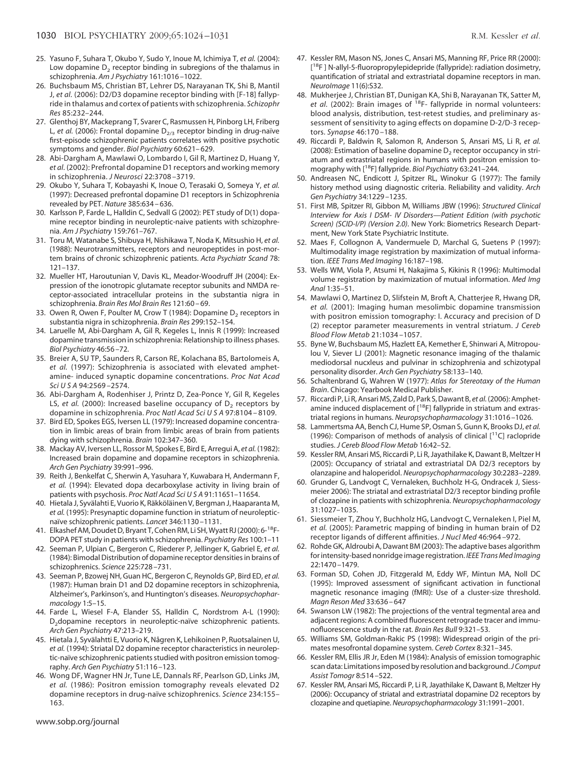25. Yasuno F, Suhara T, Okubo Y, Sudo Y, Inoue M, Ichimiya T, *et al.* (2004): Low dopamine $D_2$ receptor binding in subregions of the thalamus in schizophrenia. *Am J Psychiatry* 161:1016–1022.
26. Buchsbaum MS, Christian BT, Lehrer DS, Narayanan TK, Shi B, Mantil J, *et al.* (2006): D2/D3 dopamine receptor binding with [F-18] fallypride in thalamus and cortex of patients with schizophrenia. *Schizophr Res* 85:232–244.
27. Glenthoj BY, Mackeprang T, Svarer C, Rasmussen H, Pinborg LH, Friberg L, *et al.* (2006): Frontal dopamine $D_{2/3}$ receptor binding in drug-naïve first-episode schizophrenic patients correlates with positive psychotic symptoms and gender. *Biol Psychiatry* 60:621–629.
28. Abi-Dargham A, Mawlawi O, Lombardo I, Gil R, Martinez D, Huang Y, *et al.* (2002): Prefrontal dopamine D1 receptors and working memory in schizophrenia. *J Neurosci* 22:3708–3719.
29. Okubo Y, Suhara T, Kobayashi K, Inoue O, Terasaki O, Someya Y, *et al.* (1997): Decreased prefrontal dopamine D1 receptors in Schizophrenia revealed by PET. *Nature* 385:634–636.
30. Karlsson P, Farde L, Halldin C, Sedvall G (2002): PET study of D(1) dopamine receptor binding in neuroleptic-naive patients with schizophrenia. *Am J Psychiatry* 159:761–767.
31. Toru M, Watanabe S, Shibuya H, Nishikawa T, Noda K, Mitsushio H, *et al.* (1988): Neurotransmitters, receptors and neuropeptides in post-mortem brains of chronic schizophrenic patients. *Acta Psychiatr Scand* 78: 121–137.
32. Mueller HT, Haroutunian V, Davis KL, Meador-Woodruff JH (2004): Expression of the ionotropic glutamate receptor subunits and NMDA receptor-associated intracellular proteins in the substantia nigra in schizophrenia. *Brain Res Mol Brain Res* 121:60–69.
33. Owen R, Owen F, Poulter M, Crow T (1984): Dopamine $D_2$ receptors in substantia nigra in schizophrenia. *Brain Res* 299:152–154.
34. Laruelle M, Abi-Dargham A, Gil R, Kegeles L, Innis R (1999): Increased dopamine transmission in schizophrenia: Relationship to illness phases. *Biol Psychiatry* 46:56–72.
35. Breier A, SU TP, Saunders R, Carson RE, Kolachana BS, Bartolomeis A, *et al.* (1997): Schizophrenia is associated with elevated amphetamine- induced synaptic dopamine concentrations. *Proc Nat Acad Sci U S A* 94:2569–2574.
36. Abi-Dargham A, Rodenhiser J, Printz D, Zea-Ponce Y, Gil R, Kegeles LS, *et al.* (2000): Increased baseline occupancy of $D_2$ receptors by dopamine in schizophrenia. *Proc Natl Acad Sci U S A* 97:8104–8109.
37. Bird ED, Spokes EGS, Iversen LL (1979): Increased dopamine concentration in limbic areas of brain from limbic areas of brain from patients dying with schizophrenia. *Brain* 102:347–360.
38. Mackay AV, Iversen LL, Rossor M, Spokes E, Bird E, Arregui A, *et al.* (1982): Increased brain dopamine and dopamine receptors in schizophrenia. *Arch Gen Psychiatry* 39:991–996.
39. Reith J, Benkelfat C, Sherwin A, Yasuhara Y, Kuwabara H, Andermann F, *et al.* (1994): Elevated dopa decarboxylase activity in living brain of patients with psychosis. *Proc Natl Acad Sci U S A* 91:11651–11654.
40. Hietala J, Syvälahti E, Vuorio K, Räkköläinen V, Bergman J, Haaparanta M, *et al.* (1995): Presynaptic dopamine function in striatum of neuroleptic-naïve schizophrenic patients. *Lancet* 346:1130–1131.
41. Elkashef AM, Doudet D, Bryant T, Cohen RM, Li SH, Wyatt RJ (2000): 6-$^{18}$F-DOPA PET study in patients with schizophrenia. *Psychiatry Res* 100:1–11
42. Seeman P, Ulpian C, Bergeron C, Riederer P, Jellinger K, Gabriel E, *et al.* (1984): Bimodal Distribution of dopamine receptor densities in brains of schizophrenics. *Science* 225:728–731.
43. Seeman P, Bzowej NH, Guan HC, Bergeron C, Reynolds GP, Bird ED, *et al.* (1987): Human brain D1 and D2 dopamine receptors in schizophrenia, Alzheimer's, Parkinson's, and Huntington's diseases. *Neuropsychopharmacology* 1:5–15.
44. Farde L, Wiesel F-A, Elander SS, Halldin C, Nordstrom A-L (1990): $D_2$dopamine receptors in neuroleptic-naïve schizophrenic patients. *Arch Gen Psychiatry* 47:213–219.
45. Hietala J, Syvälahtti E, Vuorio K, Någren K, Lehikoinen P, Ruotsalainen U, *et al.* (1994): Striatal D2 dopamine receptor characteristics in neuroleptic-naïve schizophrenic patients studied with positron emission tomography. *Arch Gen Psychiatry* 51:116–123.
46. Wong DF, Wagner HN Jr, Tune LE, Dannals RF, Pearlson GD, Links JM, *et al.* (1986): Positron emission tomography reveals elevated D2 dopamine receptors in drug-naïve schizophrenics. *Science* 234:155–163.
47. Kessler RM, Mason NS, Jones C, Ansari MS, Manning RF, Price RR (2000): [$^{18}$F ] N-allyl-5-fluoropropylepidepride (fallypride): radiation dosimetry, quantification of striatal and extrastriatal dopamine receptors in man. *NeuroImage* 11(6):S32.
48. Mukherjee J, Christian BT, Dunigan KA, Shi B, Narayanan TK, Satter M, *et al.* (2002): Brain images of $^{18}$F- fallypride in normal volunteers: blood analysis, distribution, test-retest studies, and preliminary assessment of sensitivity to aging effects on dopamine D-2/D-3 receptors. *Synapse* 46:170–188.
49. Riccardi P, Baldwin R, Salomon R, Anderson S, Ansari MS, Li R, *et al.* (2008): Estimation of baseline dopamine $D_2$ receptor occupancy in striatum and extrastriatal regions in humans with positron emission tomography with [$^{18}$F] fallypride. *Biol Psychiatry* 63:241–244.
50. Andreasen NC, Endicott J, Spitzer RL, Winokur G (1977): The family history method using diagnostic criteria. Reliability and validity. *Arch Gen Psychiatry* 34:1229–1235.
51. First MB, Spitzer RI, Gibbon M, Williams JBW (1996): *Structured Clinical Interview for Axis I DSM- IV Disorders—Patient Edition (with psychotic Screen) (SCID-I/P) (Version 2.0)*. New York: Biometrics Research Department, New York State Psychiatric Institute.
52. Maes F, Collognon A, Vandermuele D, Marchal G, Suetens P (1997): Multimodality image registration by maximization of mutual information. *IEEE Trans Med Imaging* 16:187–198.
53. Wells WM, Viola P, Atsumi H, Nakajima S, Kikinis R (1996): Multimodal volume registration by maximization of mutual information. *Med Img Anal* 1:35–51.
54. Mawlawi O, Martinez D, Slifstein M, Broft A, Chatterjee R, Hwang DR, *et al.* (2001): Imaging human mesolimbic dopamine transmission with positron emission tomography: I. Accuracy and precision of D (2) receptor parameter measurements in ventral striatum. *J Cereb Blood Flow Metab* 21:1034–1057.
55. Byne W, Buchsbaum MS, Hazlett EA, Kemether E, Shinwari A, Mitropoulou V, Siever LJ (2001): Magnetic resonance imaging of the thalamic mediodorsal nucxleus and pulvinar in schizophrenia and schizotypal personality disorder. *Arch Gen Psychiatry* 58:133–140.
56. Schaltenbrand G, Wahren W (1977): *Atlas for Stereotaxy of the Human Brain*. Chicago: Yearbook Medical Publisher.
57. Riccardi P, Li R, Ansari MS, Zald D, Park S, Dawant B, *et al.* (2006): Amphetamine induced displacement of [$^{18}$F] fallypride in striatum and extrastriatal regions in humans. *Neuropsychopharmacology* 31:1016–1026.
58. Lammertsma AA, Bench CJ, Hume SP, Osman S, Gunn K, Brooks DJ, *et al.* (1996): Comparison of methods of analysis of clinical [$^{11}$C] raclopride studies. *J Cereb Blood Flow Metab* 16:42–52.
59. Kessler RM, Ansari MS, Riccardi P, Li R, Jayathilake K, Dawant B, Meltzer H (2005): Occupancy of striatal and extrastriatal DA D2/3 receptors by olanzapine and haloperidol. *Neuropsychopharmacology* 30:2283–2289.
60. Grunder G, Landvogt C, Vernaleken, Buchholz H-G, Ondracek J, Siessmeier 2006): The striatal and extrastriatal D2/3 receptor binding profile of clozapine in patients with schizophrenia. *Neuropsychopharmacology* 31:1027–1035.
61. Siessmeier T, Zhou Y, Buchholz HG, Landvogt C, Vernaleken I, Piel M, *et al.* (2005): Parametric mapping of binding in human brain of D2 receptor ligands of different affinities. *J Nucl Med* 46:964–972.
62. Rohde GK, Aldroubi A, Dawant BM (2003): The adaptive bases algorithm for intensity-based nonridge image registration. *IEEE Trans Med Imaging* 22:1470–1479.
63. Forman SD, Cohen JD, Fitzgerald M, Eddy WF, Mintun MA, Noll DC (1995): Improved assessment of significant activation in functional magnetic resonance imaging (fMRI): Use of a cluster-size threshold. *Magn Reson Med* 33:636–647
64. Swanson LW (1982): The projections of the ventral tegmental area and adjacent regions: A combined fluorescent retrograde tracer and immunofluorescence study in the rat. *Brain Res Bull* 9:321–53.
65. Williams SM, Goldman-Rakic PS (1998): Widespread origin of the primates mesofrontal dopamine system. *Cereb Cortex* 8:321–345.
66. Kessler RM, Ellis JR Jr, Eden M (1984): Analysis of emission tomographic scan data: Limitations imposed by resolution and background. *J Comput Assist Tomogr* 8:514–522.
67. Kessler RM, Ansari MS, Riccardi P, Li R, Jayathilake K, Dawant B, Meltzer Hy (2006): Occupancy of striatal and extrastriatal dopamine D2 receptors by clozapine and quetiapine. *Neuropsychopharmacology* 31:1991–2001.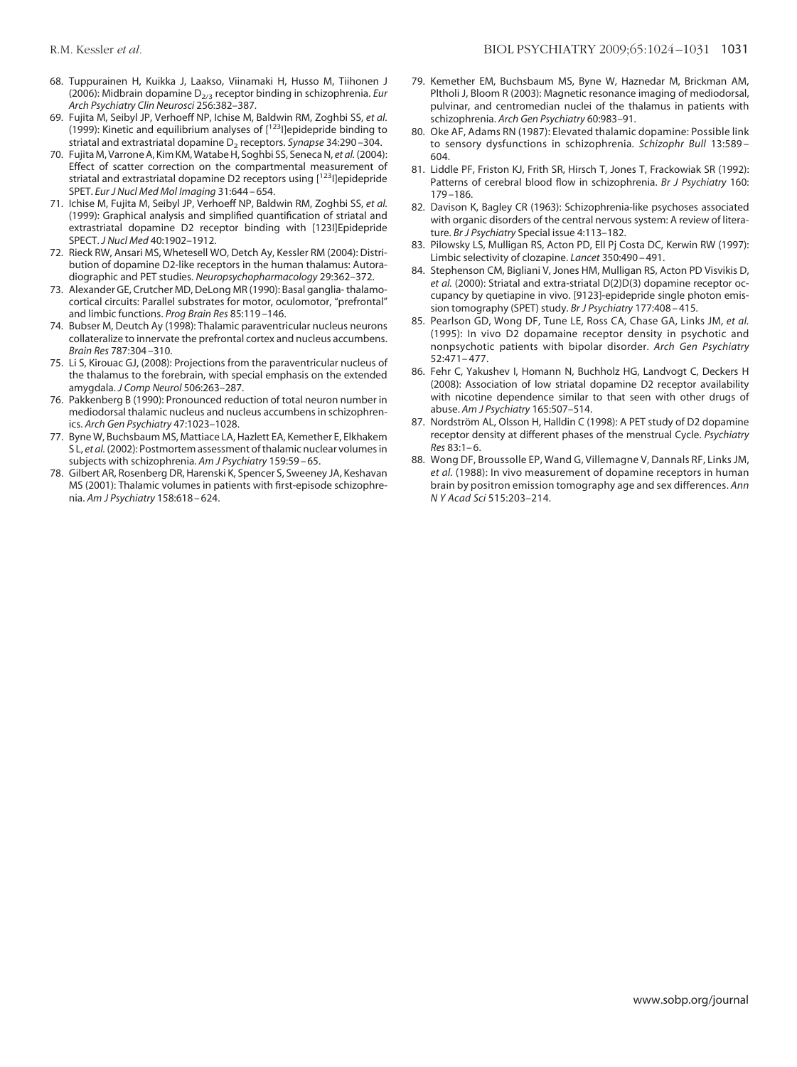68. Tuppurainen H, Kuikka J, Laakso, Viinamaki H, Husso M, Tiihonen J (2006): Midbrain dopamine $D_{2/3}$ receptor binding in schizophrenia. *Eur Arch Psychiatry Clin Neurosci* 256:382–387.
69. Fujita M, Seibyl JP, Verhoeff NP, Ichise M, Baldwin RM, Zoghbi SS, *et al.* (1999): Kinetic and equilibrium analyses of [$^{123}$I]epidepride binding to striatal and extrastriatal dopamine $D_2$ receptors. *Synapse* 34:290–304.
70. Fujita M, Varrone A, Kim KM, Watabe H, Soghbi SS, Seneca N, *et al.* (2004): Effect of scatter correction on the compartmental measurement of striatal and extrastriatal dopamine D2 receptors using [$^{123}$I]epidepride SPET. *Eur J Nucl Med Mol Imaging* 31:644–654.
71. Ichise M, Fujita M, Seibyl JP, Verhoeff NP, Baldwin RM, Zoghbi SS, *et al.* (1999): Graphical analysis and simplified quantification of striatal and extrastriatal dopamine D2 receptor binding with [123I]Epidepride SPECT. *J Nucl Med* 40:1902–1912.
72. Rieck RW, Ansari MS, Whetesell WO, Detch Ay, Kessler RM (2004): Distribution of dopamine D2-like receptors in the human thalamus: Autoradiographic and PET studies. *Neuropsychopharmacology* 29:362–372.
73. Alexander GE, Crutcher MD, DeLong MR (1990): Basal ganglia- thalamocortical circuits: Parallel substrates for motor, oculomotor, "prefrontal" and limbic functions. *Prog Brain Res* 85:119–146.
74. Bubser M, Deutch Ay (1998): Thalamic paraventricular nucleus neurons collateralize to innervate the prefrontal cortex and nucleus accumbens. *Brain Res* 787:304–310.
75. Li S, Kirouac GJ, (2008): Projections from the paraventricular nucleus of the thalamus to the forebrain, with special emphasis on the extended amygdala. *J Comp Neurol* 506:263–287.
76. Pakkenberg B (1990): Pronounced reduction of total neuron number in mediodorsal thalamic nucleus and nucleus accumbens in schizophrenics. *Arch Gen Psychiatry* 47:1023–1028.
77. Byne W, Buchsbaum MS, Mattiace LA, Hazlett EA, Kemether E, Elkhakem S L, *et al.* (2002): Postmortem assessment of thalamic nuclear volumes in subjects with schizophrenia. *Am J Psychiatry* 159:59–65.
78. Gilbert AR, Rosenberg DR, Harenski K, Spencer S, Sweeney JA, Keshavan MS (2001): Thalamic volumes in patients with first-episode schizophrenia. *Am J Psychiatry* 158:618–624.
79. Kemether EM, Buchsbaum MS, Byne W, Haznedar M, Brickman AM, PItholi J, Bloom R (2003): Magnetic resonance imaging of mediodorsal, pulvinar, and centromedian nuclei of the thalamus in patients with schizophrenia. *Arch Gen Psychiatry* 60:983–91.
80. Oke AF, Adams RN (1987): Elevated thalamic dopamine: Possible link to sensory dysfunctions in schizophrenia. *Schizophr Bull* 13:589–604.
81. Liddle PF, Friston KJ, Frith SR, Hirsch T, Jones T, Frackowiak SR (1992): Patterns of cerebral blood flow in schizophrenia. *Br J Psychiatry* 160: 179–186.
82. Davison K, Bagley CR (1963): Schizophrenia-like psychoses associated with organic disorders of the central nervous system: A review of literature. *Br J Psychiatry* Special issue 4:113–182.
83. Pilowsky LS, Mulligan RS, Acton PD, Ell Pj Costa DC, Kerwin RW (1997): Limbic selectivity of clozapine. *Lancet* 350:490–491.
84. Stephenson CM, Bigliani V, Jones HM, Mulligan RS, Acton PD Visvikis D, *et al.* (2000): Striatal and extra-striatal D(2)D(3) dopamine receptor occupancy by quetiapine in vivo. [9123]-epidepride single photon emission tomography (SPET) study. *Br J Psychiatry* 177:408–415.
85. Pearlson GD, Wong DF, Tune LE, Ross CA, Chase GA, Links JM, *et al.* (1995): In vivo D2 dopamaine receptor density in psychotic and nonpsychotic patients with bipolar disorder. *Arch Gen Psychiatry* 52:471–477.
86. Fehr C, Yakushev I, Homann N, Buchholz HG, Landvogt C, Deckers H (2008): Association of low striatal dopamine D2 receptor availability with nicotine dependence similar to that seen with other drugs of abuse. *Am J Psychiatry* 165:507–514.
87. Nordström AL, Olsson H, Halldin C (1998): A PET study of D2 dopamine receptor density at different phases of the menstrual Cycle. *Psychiatry Res* 83:1–6.
88. Wong DF, Broussolle EP, Wand G, Villemagne V, Dannals RF, Links JM, *et al.* (1988): In vivo measurement of dopamine receptors in human brain by positron emission tomography age and sex differences. *Ann N Y Acad Sci* 515:203–214.